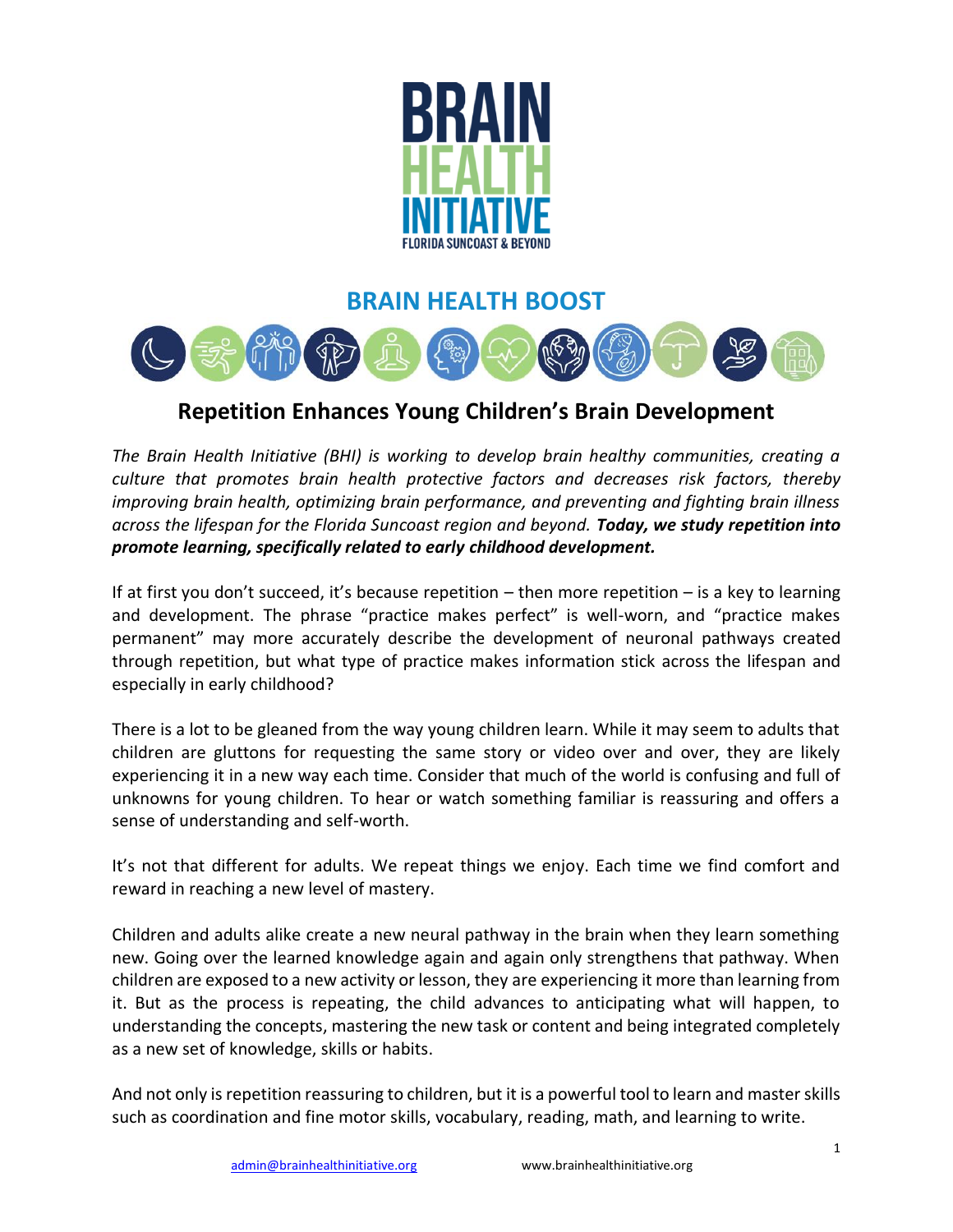BRAIN HEALTH INITIATIVE
FLORIDA SUNCOAST & BEYOND

## BRAIN HEALTH BOOST

# Repetition Enhances Young Children's Brain Development

*The Brain Health Initiative (BHI) is working to develop brain healthy communities, creating a culture that promotes brain health protective factors and decreases risk factors, thereby improving brain health, optimizing brain performance, and preventing and fighting brain illness across the lifespan for the Florida Suncoast region and beyond.* ***Today, we study repetition into promote learning, specifically related to early childhood development.***

If at first you don't succeed, it's because repetition – then more repetition – is a key to learning and development. The phrase "practice makes perfect" is well-worn, and "practice makes permanent" may more accurately describe the development of neuronal pathways created through repetition, but what type of practice makes information stick across the lifespan and especially in early childhood?

There is a lot to be gleaned from the way young children learn. While it may seem to adults that children are gluttons for requesting the same story or video over and over, they are likely experiencing it in a new way each time. Consider that much of the world is confusing and full of unknowns for young children. To hear or watch something familiar is reassuring and offers a sense of understanding and self-worth.

It's not that different for adults. We repeat things we enjoy. Each time we find comfort and reward in reaching a new level of mastery.

Children and adults alike create a new neural pathway in the brain when they learn something new. Going over the learned knowledge again and again only strengthens that pathway. When children are exposed to a new activity or lesson, they are experiencing it more than learning from it. But as the process is repeating, the child advances to anticipating what will happen, to understanding the concepts, mastering the new task or content and being integrated completely as a new set of knowledge, skills or habits.

And not only is repetition reassuring to children, but it is a powerful tool to learn and master skills such as coordination and fine motor skills, vocabulary, reading, math, and learning to write.

admin@brainhealthinitiative.org www.brainhealthinitiative.org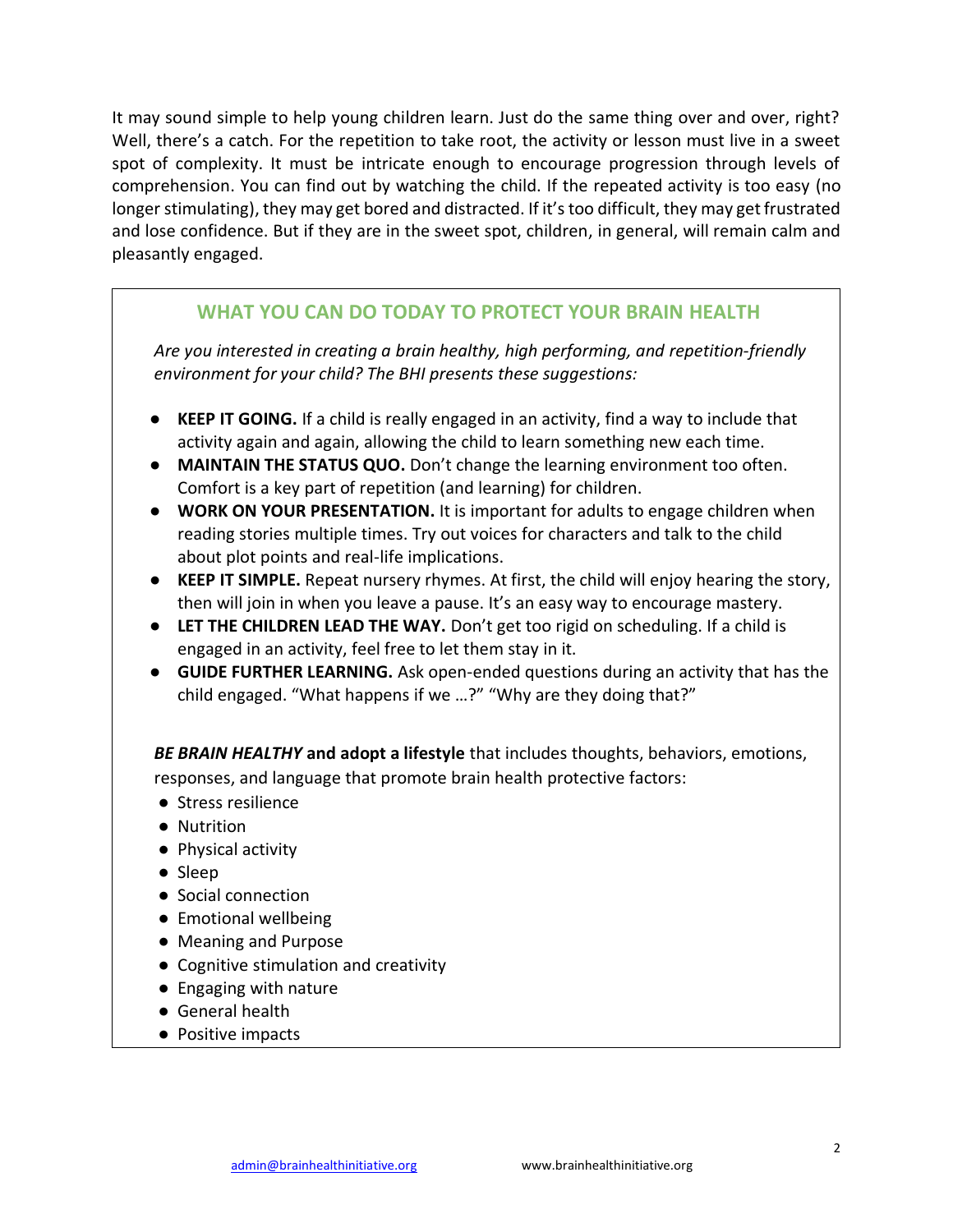It may sound simple to help young children learn. Just do the same thing over and over, right? Well, there's a catch. For the repetition to take root, the activity or lesson must live in a sweet spot of complexity. It must be intricate enough to encourage progression through levels of comprehension. You can find out by watching the child. If the repeated activity is too easy (no longer stimulating), they may get bored and distracted. If it's too difficult, they may get frustrated and lose confidence. But if they are in the sweet spot, children, in general, will remain calm and pleasantly engaged.

## WHAT YOU CAN DO TODAY TO PROTECT YOUR BRAIN HEALTH

*Are you interested in creating a brain healthy, high performing, and repetition-friendly environment for your child? The BHI presents these suggestions:*

- **KEEP IT GOING.** If a child is really engaged in an activity, find a way to include that activity again and again, allowing the child to learn something new each time.
- **MAINTAIN THE STATUS QUO.** Don't change the learning environment too often. Comfort is a key part of repetition (and learning) for children.
- **WORK ON YOUR PRESENTATION.** It is important for adults to engage children when reading stories multiple times. Try out voices for characters and talk to the child about plot points and real-life implications.
- **KEEP IT SIMPLE.** Repeat nursery rhymes. At first, the child will enjoy hearing the story, then will join in when you leave a pause. It's an easy way to encourage mastery.
- **LET THE CHILDREN LEAD THE WAY.** Don't get too rigid on scheduling. If a child is engaged in an activity, feel free to let them stay in it.
- **GUIDE FURTHER LEARNING.** Ask open-ended questions during an activity that has the child engaged. "What happens if we …?" "Why are they doing that?"

***BE BRAIN HEALTHY*** **and adopt a lifestyle** that includes thoughts, behaviors, emotions, responses, and language that promote brain health protective factors:

- Stress resilience
- Nutrition
- Physical activity
- Sleep
- Social connection
- Emotional wellbeing
- Meaning and Purpose
- Cognitive stimulation and creativity
- Engaging with nature
- General health
- Positive impacts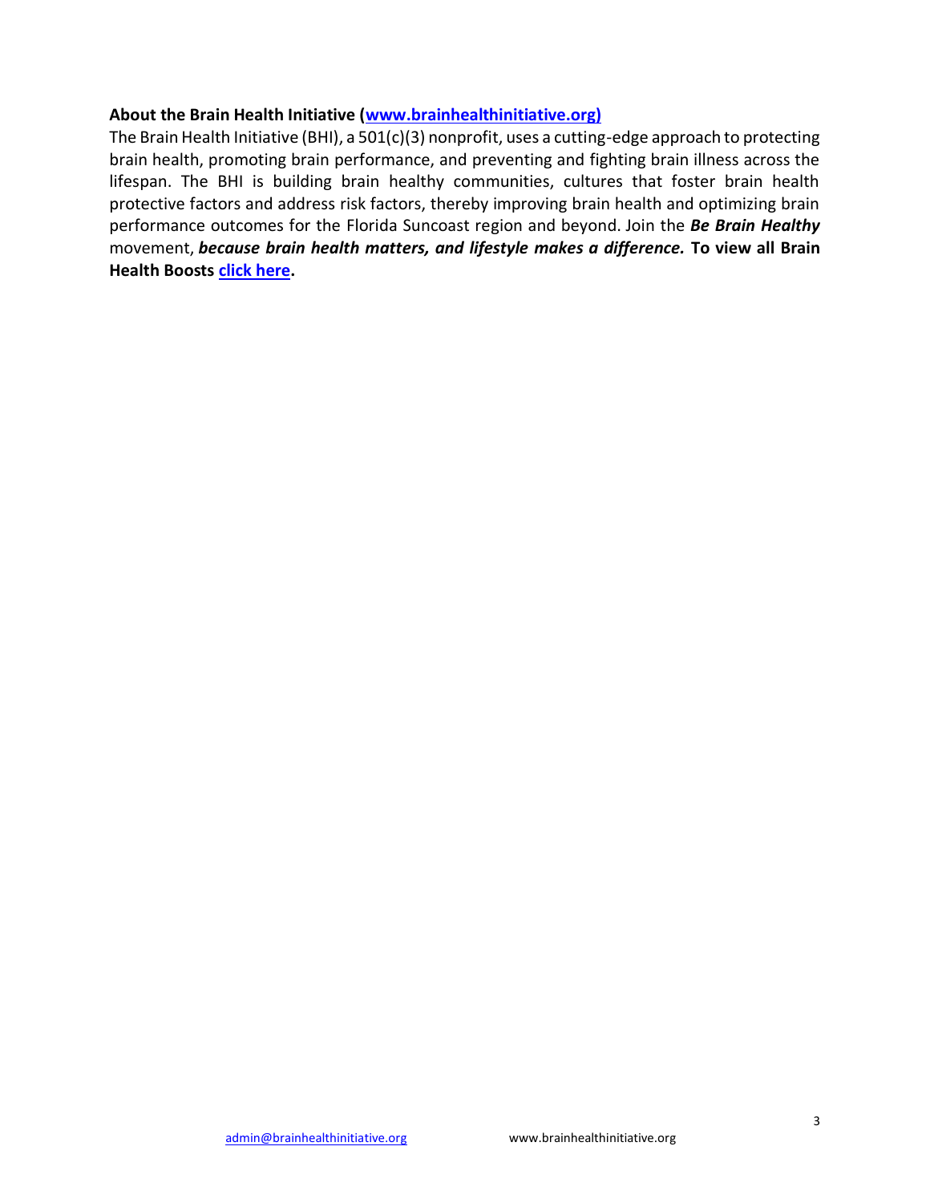**About the Brain Health Initiative ([www.brainhealthinitiative.org)](www.brainhealthinitiative.org)**

The Brain Health Initiative (BHI), a 501(c)(3) nonprofit, uses a cutting-edge approach to protecting brain health, promoting brain performance, and preventing and fighting brain illness across the lifespan. The BHI is building brain healthy communities, cultures that foster brain health protective factors and address risk factors, thereby improving brain health and optimizing brain performance outcomes for the Florida Suncoast region and beyond. Join the ***Be Brain Healthy*** movement, ***because brain health matters, and lifestyle makes a difference.*** **To view all Brain Health Boosts [click here](#).**